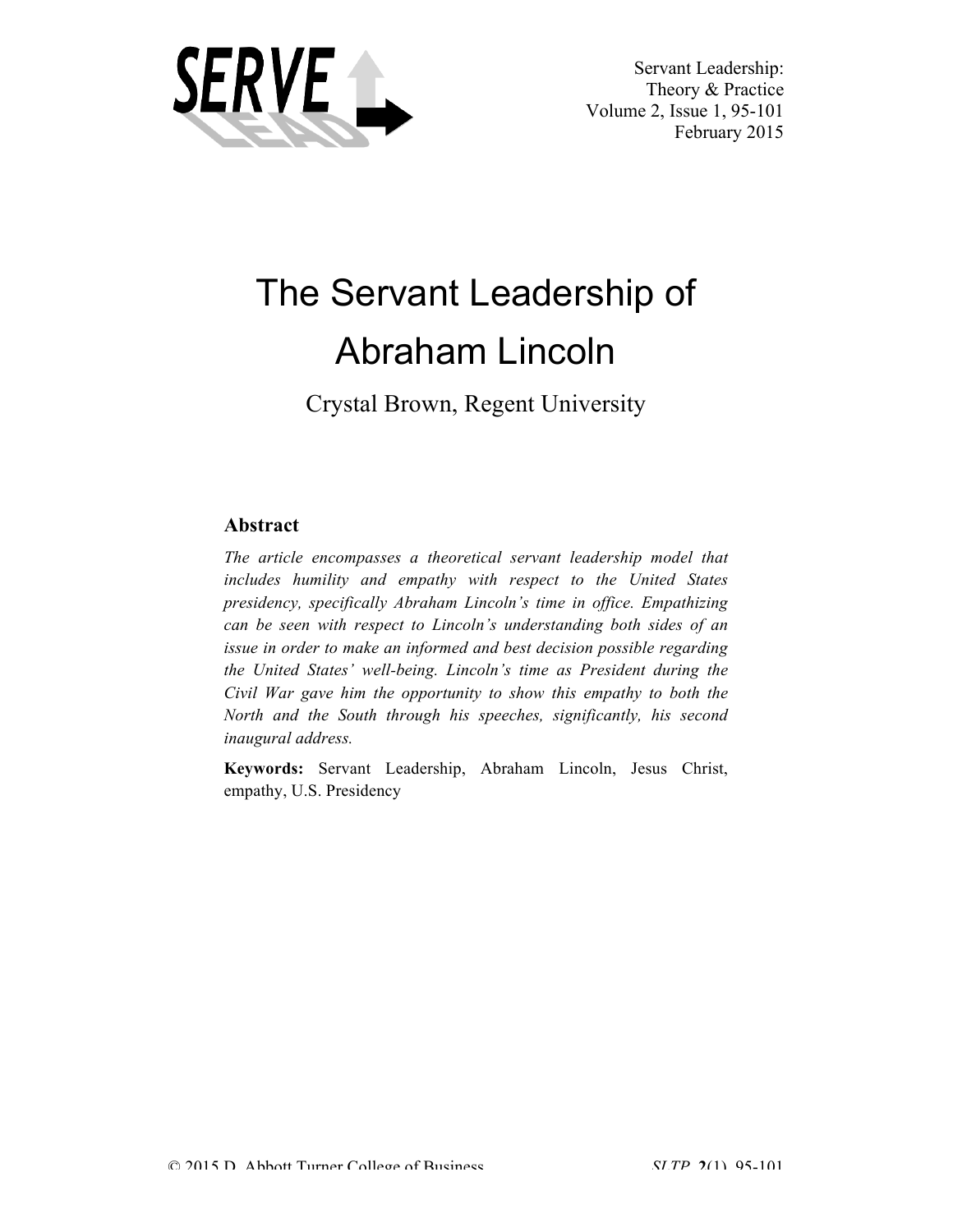# The Servant Leadership of Abraham Lincoln

Crystal Brown, Regent University

## Abstract

*The article encompasses a theoretical servant leadership model that includes humility and empathy with respect to the United States presidency, specifically Abraham Lincoln's time in office. Empathizing can be seen with respect to Lincoln's understanding both sides of an issue in order to make an informed and best decision possible regarding the United States' well-being. Lincoln's time as President during the Civil War gave him the opportunity to show this empathy to both the North and the South through his speeches, significantly, his second inaugural address.*

**Keywords:** Servant Leadership, Abraham Lincoln, Jesus Christ, empathy, U.S. Presidency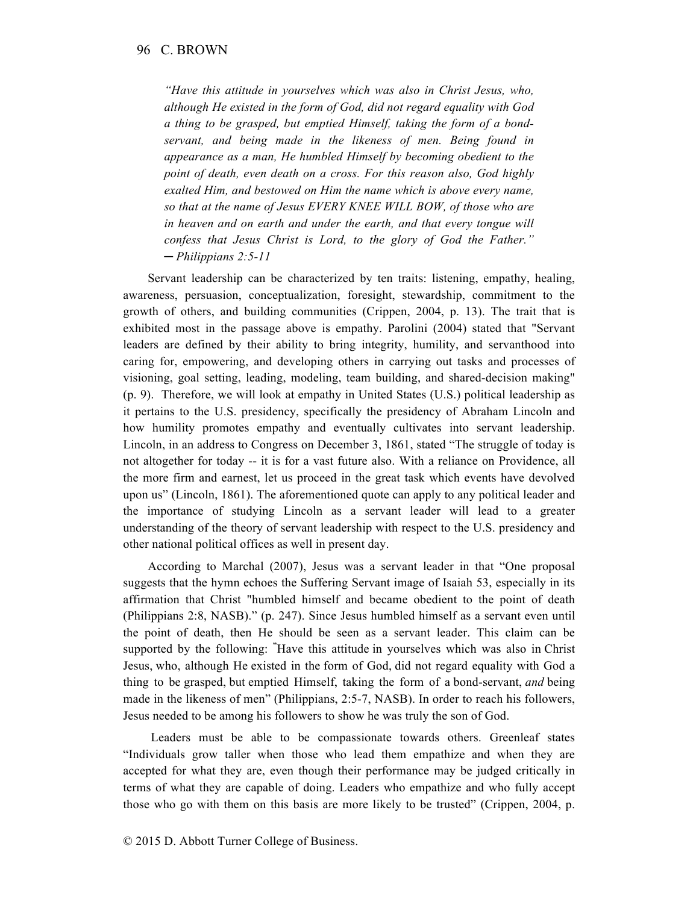*“Have this attitude in yourselves which was also in Christ Jesus, who, although He existed in the form of God, did not regard equality with God a thing to be grasped, but emptied Himself, taking the form of a bond-servant, and being made in the likeness of men. Being found in appearance as a man, He humbled Himself by becoming obedient to the point of death, even death on a cross. For this reason also, God highly exalted Him, and bestowed on Him the name which is above every name, so that at the name of Jesus EVERY KNEE WILL BOW, of those who are in heaven and on earth and under the earth, and that every tongue will confess that Jesus Christ is Lord, to the glory of God the Father.” ─ Philippians 2:5-11*

Servant leadership can be characterized by ten traits: listening, empathy, healing, awareness, persuasion, conceptualization, foresight, stewardship, commitment to the growth of others, and building communities (Crippen, 2004, p. 13). The trait that is exhibited most in the passage above is empathy. Parolini (2004) stated that "Servant leaders are defined by their ability to bring integrity, humility, and servanthood into caring for, empowering, and developing others in carrying out tasks and processes of visioning, goal setting, leading, modeling, team building, and shared-decision making" (p. 9). Therefore, we will look at empathy in United States (U.S.) political leadership as it pertains to the U.S. presidency, specifically the presidency of Abraham Lincoln and how humility promotes empathy and eventually cultivates into servant leadership. Lincoln, in an address to Congress on December 3, 1861, stated “The struggle of today is not altogether for today -- it is for a vast future also. With a reliance on Providence, all the more firm and earnest, let us proceed in the great task which events have devolved upon us” (Lincoln, 1861). The aforementioned quote can apply to any political leader and the importance of studying Lincoln as a servant leader will lead to a greater understanding of the theory of servant leadership with respect to the U.S. presidency and other national political offices as well in present day.

According to Marchal (2007), Jesus was a servant leader in that “One proposal suggests that the hymn echoes the Suffering Servant image of Isaiah 53, especially in its affirmation that Christ "humbled himself and became obedient to the point of death (Philippians 2:8, NASB).” (p. 247). Since Jesus humbled himself as a servant even until the point of death, then He should be seen as a servant leader. This claim can be supported by the following: “Have this attitude in yourselves which was also in Christ Jesus, who, although He existed in the form of God, did not regard equality with God a thing to be grasped, but emptied Himself, taking the form of a bond-servant, *and* being made in the likeness of men” (Philippians, 2:5-7, NASB). In order to reach his followers, Jesus needed to be among his followers to show he was truly the son of God.

Leaders must be able to be compassionate towards others. Greenleaf states “Individuals grow taller when those who lead them empathize and when they are accepted for what they are, even though their performance may be judged critically in terms of what they are capable of doing. Leaders who empathize and who fully accept those who go with them on this basis are more likely to be trusted” (Crippen, 2004, p.

© 2015 D. Abbott Turner College of Business.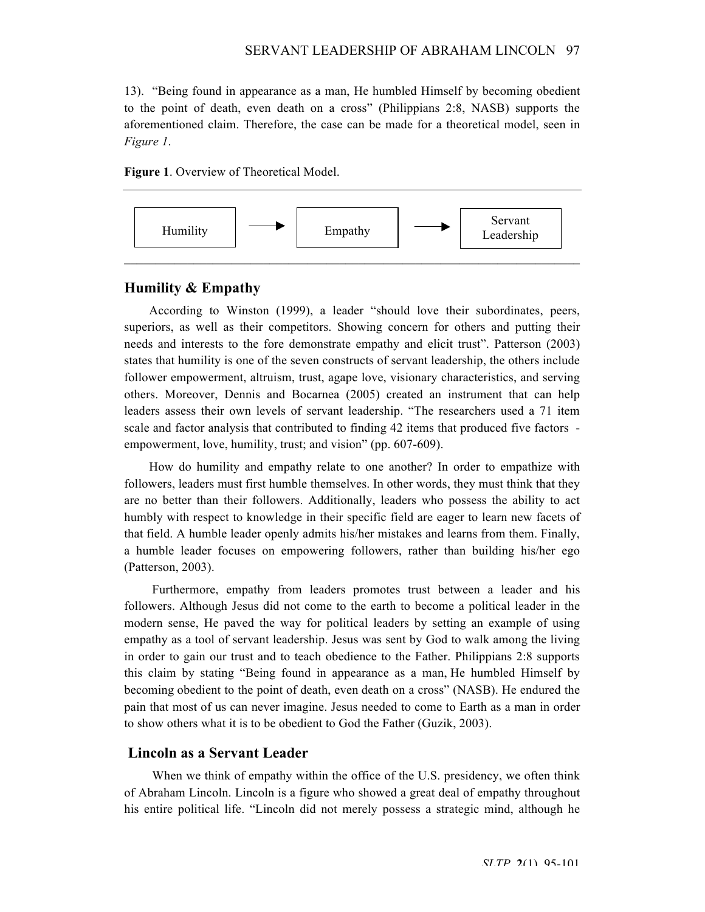13). "Being found in appearance as a man, He humbled Himself by becoming obedient to the point of death, even death on a cross" (Philippians 2:8, NASB) supports the aforementioned claim. Therefore, the case can be made for a theoretical model, seen in *Figure 1*.

**Figure 1**. Overview of Theoretical Model.

Humility → Empathy → Servant Leadership

## Humility & Empathy

According to Winston (1999), a leader "should love their subordinates, peers, superiors, as well as their competitors. Showing concern for others and putting their needs and interests to the fore demonstrate empathy and elicit trust". Patterson (2003) states that humility is one of the seven constructs of servant leadership, the others include follower empowerment, altruism, trust, agape love, visionary characteristics, and serving others. Moreover, Dennis and Bocarnea (2005) created an instrument that can help leaders assess their own levels of servant leadership. "The researchers used a 71 item scale and factor analysis that contributed to finding 42 items that produced five factors - empowerment, love, humility, trust; and vision" (pp. 607-609).

How do humility and empathy relate to one another? In order to empathize with followers, leaders must first humble themselves. In other words, they must think that they are no better than their followers. Additionally, leaders who possess the ability to act humbly with respect to knowledge in their specific field are eager to learn new facets of that field. A humble leader openly admits his/her mistakes and learns from them. Finally, a humble leader focuses on empowering followers, rather than building his/her ego (Patterson, 2003).

Furthermore, empathy from leaders promotes trust between a leader and his followers. Although Jesus did not come to the earth to become a political leader in the modern sense, He paved the way for political leaders by setting an example of using empathy as a tool of servant leadership. Jesus was sent by God to walk among the living in order to gain our trust and to teach obedience to the Father. Philippians 2:8 supports this claim by stating "Being found in appearance as a man, He humbled Himself by becoming obedient to the point of death, even death on a cross" (NASB). He endured the pain that most of us can never imagine. Jesus needed to come to Earth as a man in order to show others what it is to be obedient to God the Father (Guzik, 2003).

## Lincoln as a Servant Leader

When we think of empathy within the office of the U.S. presidency, we often think of Abraham Lincoln. Lincoln is a figure who showed a great deal of empathy throughout his entire political life. "Lincoln did not merely possess a strategic mind, although he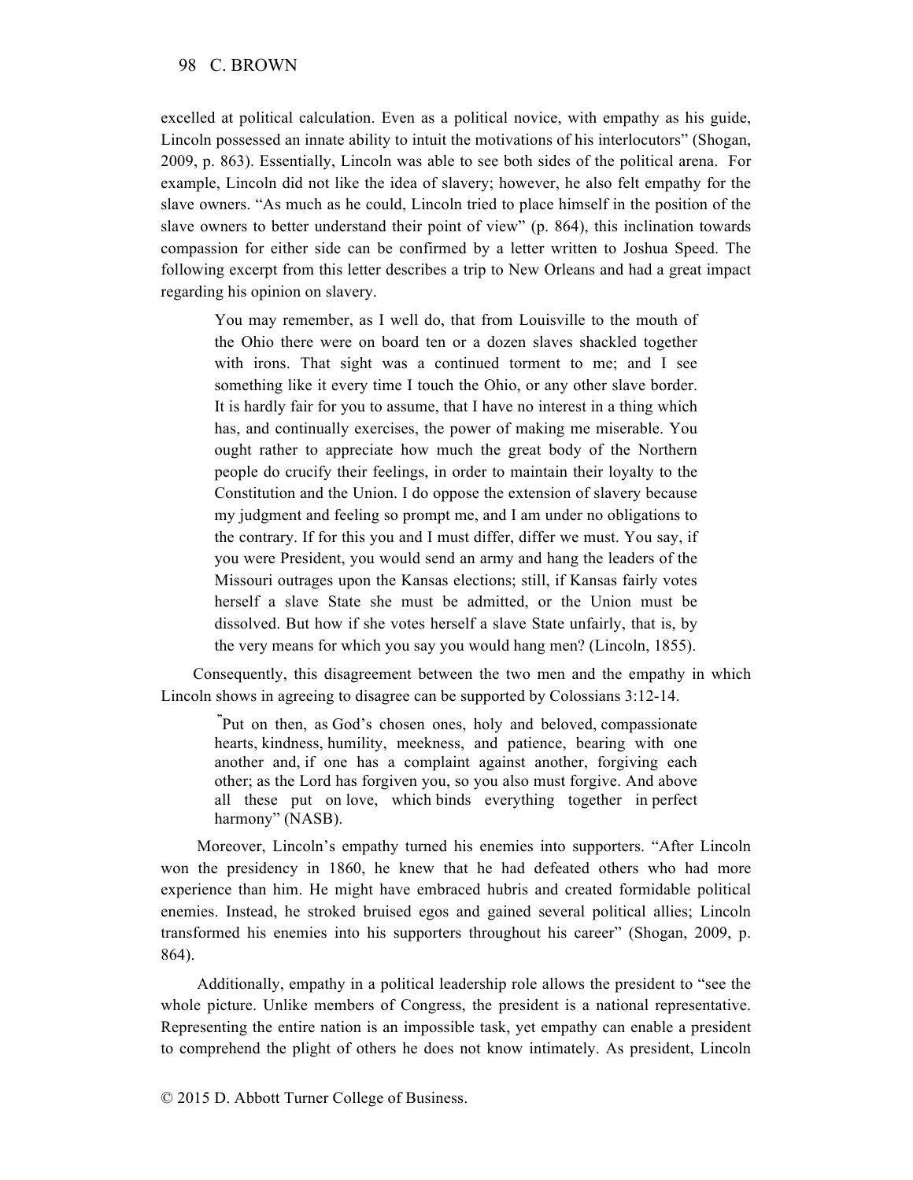excelled at political calculation. Even as a political novice, with empathy as his guide, Lincoln possessed an innate ability to intuit the motivations of his interlocutors" (Shogan, 2009, p. 863). Essentially, Lincoln was able to see both sides of the political arena. For example, Lincoln did not like the idea of slavery; however, he also felt empathy for the slave owners. "As much as he could, Lincoln tried to place himself in the position of the slave owners to better understand their point of view" (p. 864), this inclination towards compassion for either side can be confirmed by a letter written to Joshua Speed. The following excerpt from this letter describes a trip to New Orleans and had a great impact regarding his opinion on slavery.

> You may remember, as I well do, that from Louisville to the mouth of the Ohio there were on board ten or a dozen slaves shackled together with irons. That sight was a continued torment to me; and I see something like it every time I touch the Ohio, or any other slave border. It is hardly fair for you to assume, that I have no interest in a thing which has, and continually exercises, the power of making me miserable. You ought rather to appreciate how much the great body of the Northern people do crucify their feelings, in order to maintain their loyalty to the Constitution and the Union. I do oppose the extension of slavery because my judgment and feeling so prompt me, and I am under no obligations to the contrary. If for this you and I must differ, differ we must. You say, if you were President, you would send an army and hang the leaders of the Missouri outrages upon the Kansas elections; still, if Kansas fairly votes herself a slave State she must be admitted, or the Union must be dissolved. But how if she votes herself a slave State unfairly, that is, by the very means for which you say you would hang men? (Lincoln, 1855).

Consequently, this disagreement between the two men and the empathy in which Lincoln shows in agreeing to disagree can be supported by Colossians 3:12-14.

> "Put on then, as God's chosen ones, holy and beloved, compassionate hearts, kindness, humility, meekness, and patience, bearing with one another and, if one has a complaint against another, forgiving each other; as the Lord has forgiven you, so you also must forgive. And above all these put on love, which binds everything together in perfect harmony" (NASB).

Moreover, Lincoln's empathy turned his enemies into supporters. "After Lincoln won the presidency in 1860, he knew that he had defeated others who had more experience than him. He might have embraced hubris and created formidable political enemies. Instead, he stroked bruised egos and gained several political allies; Lincoln transformed his enemies into his supporters throughout his career" (Shogan, 2009, p. 864).

Additionally, empathy in a political leadership role allows the president to "see the whole picture. Unlike members of Congress, the president is a national representative. Representing the entire nation is an impossible task, yet empathy can enable a president to comprehend the plight of others he does not know intimately. As president, Lincoln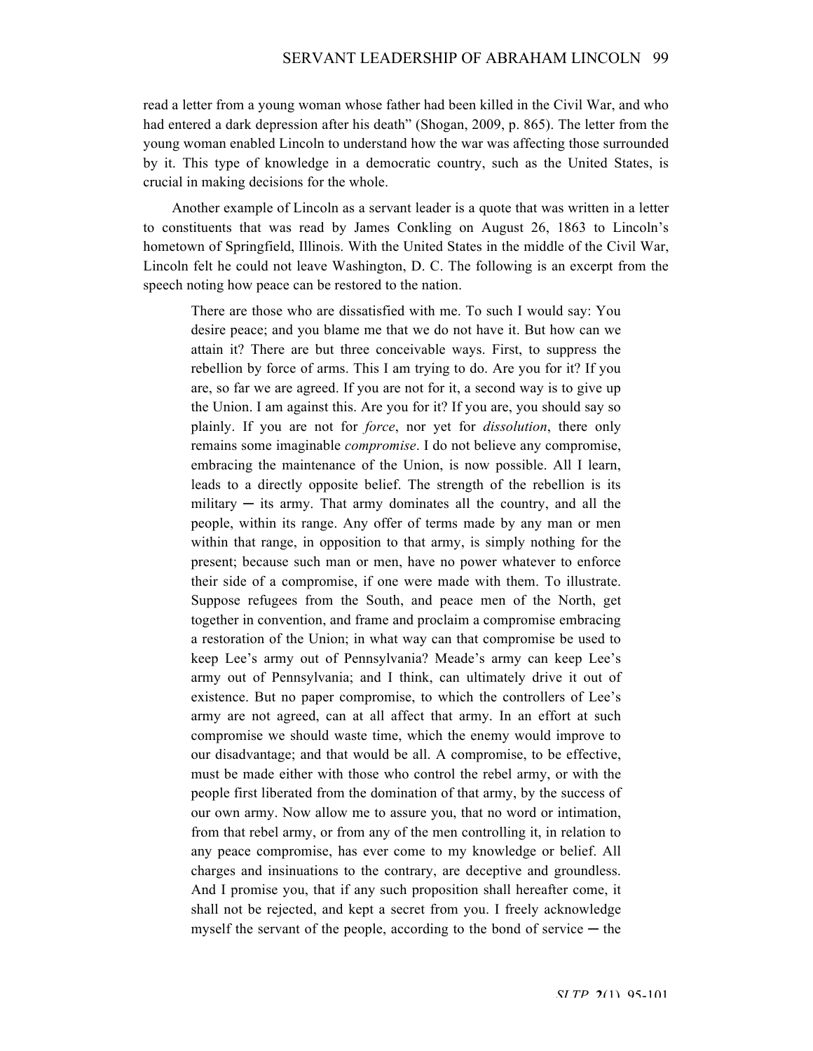read a letter from a young woman whose father had been killed in the Civil War, and who had entered a dark depression after his death" (Shogan, 2009, p. 865). The letter from the young woman enabled Lincoln to understand how the war was affecting those surrounded by it. This type of knowledge in a democratic country, such as the United States, is crucial in making decisions for the whole.

Another example of Lincoln as a servant leader is a quote that was written in a letter to constituents that was read by James Conkling on August 26, 1863 to Lincoln's hometown of Springfield, Illinois. With the United States in the middle of the Civil War, Lincoln felt he could not leave Washington, D. C. The following is an excerpt from the speech noting how peace can be restored to the nation.

> There are those who are dissatisfied with me. To such I would say: You desire peace; and you blame me that we do not have it. But how can we attain it? There are but three conceivable ways. First, to suppress the rebellion by force of arms. This I am trying to do. Are you for it? If you are, so far we are agreed. If you are not for it, a second way is to give up the Union. I am against this. Are you for it? If you are, you should say so plainly. If you are not for *force*, nor yet for *dissolution*, there only remains some imaginable *compromise*. I do not believe any compromise, embracing the maintenance of the Union, is now possible. All I learn, leads to a directly opposite belief. The strength of the rebellion is its military ─ its army. That army dominates all the country, and all the people, within its range. Any offer of terms made by any man or men within that range, in opposition to that army, is simply nothing for the present; because such man or men, have no power whatever to enforce their side of a compromise, if one were made with them. To illustrate. Suppose refugees from the South, and peace men of the North, get together in convention, and frame and proclaim a compromise embracing a restoration of the Union; in what way can that compromise be used to keep Lee's army out of Pennsylvania? Meade's army can keep Lee's army out of Pennsylvania; and I think, can ultimately drive it out of existence. But no paper compromise, to which the controllers of Lee's army are not agreed, can at all affect that army. In an effort at such compromise we should waste time, which the enemy would improve to our disadvantage; and that would be all. A compromise, to be effective, must be made either with those who control the rebel army, or with the people first liberated from the domination of that army, by the success of our own army. Now allow me to assure you, that no word or intimation, from that rebel army, or from any of the men controlling it, in relation to any peace compromise, has ever come to my knowledge or belief. All charges and insinuations to the contrary, are deceptive and groundless. And I promise you, that if any such proposition shall hereafter come, it shall not be rejected, and kept a secret from you. I freely acknowledge myself the servant of the people, according to the bond of service ─ the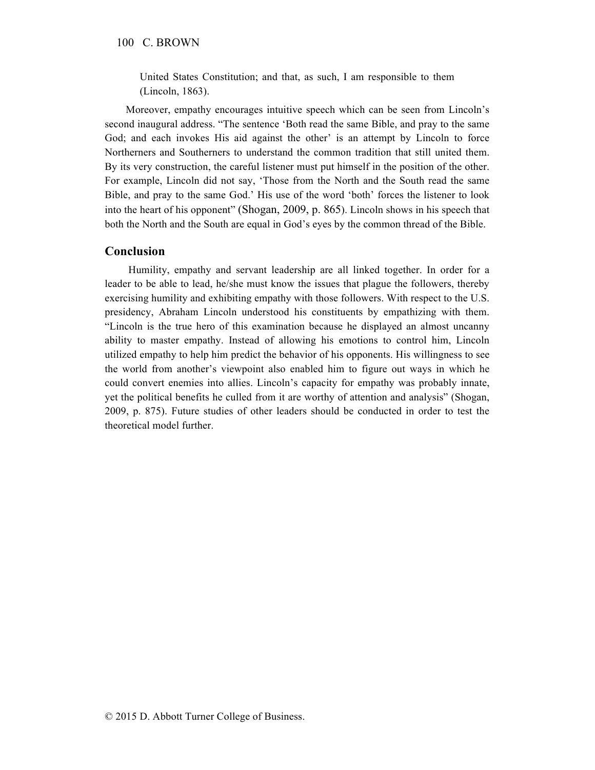> United States Constitution; and that, as such, I am responsible to them (Lincoln, 1863).

Moreover, empathy encourages intuitive speech which can be seen from Lincoln's second inaugural address. "The sentence 'Both read the same Bible, and pray to the same God; and each invokes His aid against the other' is an attempt by Lincoln to force Northerners and Southerners to understand the common tradition that still united them. By its very construction, the careful listener must put himself in the position of the other. For example, Lincoln did not say, 'Those from the North and the South read the same Bible, and pray to the same God.' His use of the word 'both' forces the listener to look into the heart of his opponent" (Shogan, 2009, p. 865). Lincoln shows in his speech that both the North and the South are equal in God's eyes by the common thread of the Bible.

## Conclusion

Humility, empathy and servant leadership are all linked together. In order for a leader to be able to lead, he/she must know the issues that plague the followers, thereby exercising humility and exhibiting empathy with those followers. With respect to the U.S. presidency, Abraham Lincoln understood his constituents by empathizing with them. "Lincoln is the true hero of this examination because he displayed an almost uncanny ability to master empathy. Instead of allowing his emotions to control him, Lincoln utilized empathy to help him predict the behavior of his opponents. His willingness to see the world from another's viewpoint also enabled him to figure out ways in which he could convert enemies into allies. Lincoln's capacity for empathy was probably innate, yet the political benefits he culled from it are worthy of attention and analysis" (Shogan, 2009, p. 875). Future studies of other leaders should be conducted in order to test the theoretical model further.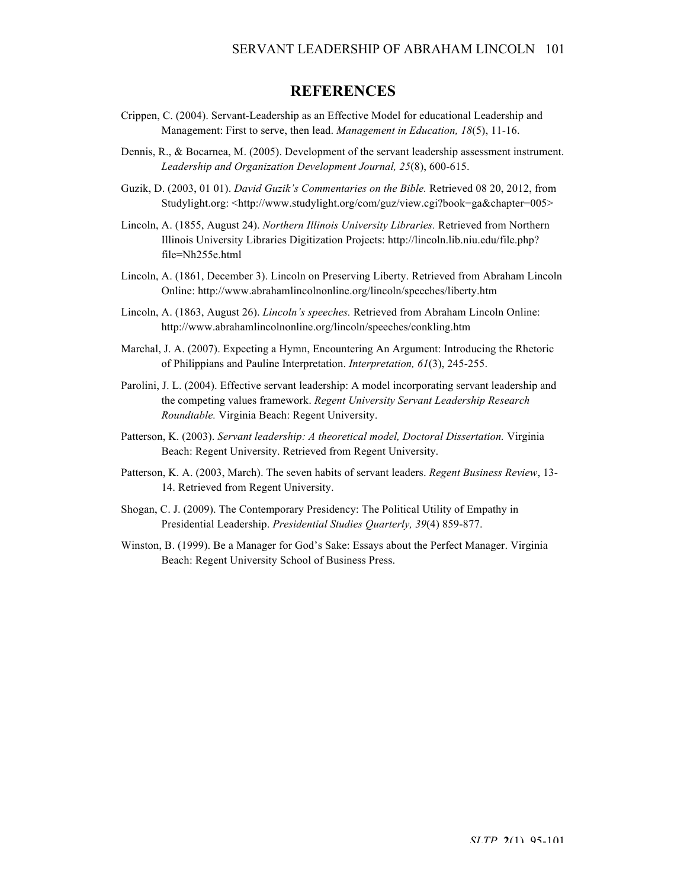## REFERENCES

Crippen, C. (2004). Servant-Leadership as an Effective Model for educational Leadership and Management: First to serve, then lead. *Management in Education, 18*(5), 11-16.

Dennis, R., & Bocarnea, M. (2005). Development of the servant leadership assessment instrument. *Leadership and Organization Development Journal, 25*(8), 600-615.

Guzik, D. (2003, 01 01). *David Guzik's Commentaries on the Bible.* Retrieved 08 20, 2012, from Studylight.org: <http://www.studylight.org/com/guz/view.cgi?book=ga&chapter=005>

Lincoln, A. (1855, August 24). *Northern Illinois University Libraries.* Retrieved from Northern Illinois University Libraries Digitization Projects: http://lincoln.lib.niu.edu/file.php?file=Nh255e.html

Lincoln, A. (1861, December 3). Lincoln on Preserving Liberty. Retrieved from Abraham Lincoln Online: http://www.abrahamlincolnonline.org/lincoln/speeches/liberty.htm

Lincoln, A. (1863, August 26). *Lincoln's speeches.* Retrieved from Abraham Lincoln Online: http://www.abrahamlincolnonline.org/lincoln/speeches/conkling.htm

Marchal, J. A. (2007). Expecting a Hymn, Encountering An Argument: Introducing the Rhetoric of Philippians and Pauline Interpretation. *Interpretation, 61*(3), 245-255.

Parolini, J. L. (2004). Effective servant leadership: A model incorporating servant leadership and the competing values framework. *Regent University Servant Leadership Research Roundtable.* Virginia Beach: Regent University.

Patterson, K. (2003). *Servant leadership: A theoretical model, Doctoral Dissertation.* Virginia Beach: Regent University. Retrieved from Regent University.

Patterson, K. A. (2003, March). The seven habits of servant leaders. *Regent Business Review*, 13-14. Retrieved from Regent University.

Shogan, C. J. (2009). The Contemporary Presidency: The Political Utility of Empathy in Presidential Leadership. *Presidential Studies Quarterly, 39*(4) 859-877.

Winston, B. (1999). Be a Manager for God's Sake: Essays about the Perfect Manager. Virginia Beach: Regent University School of Business Press.